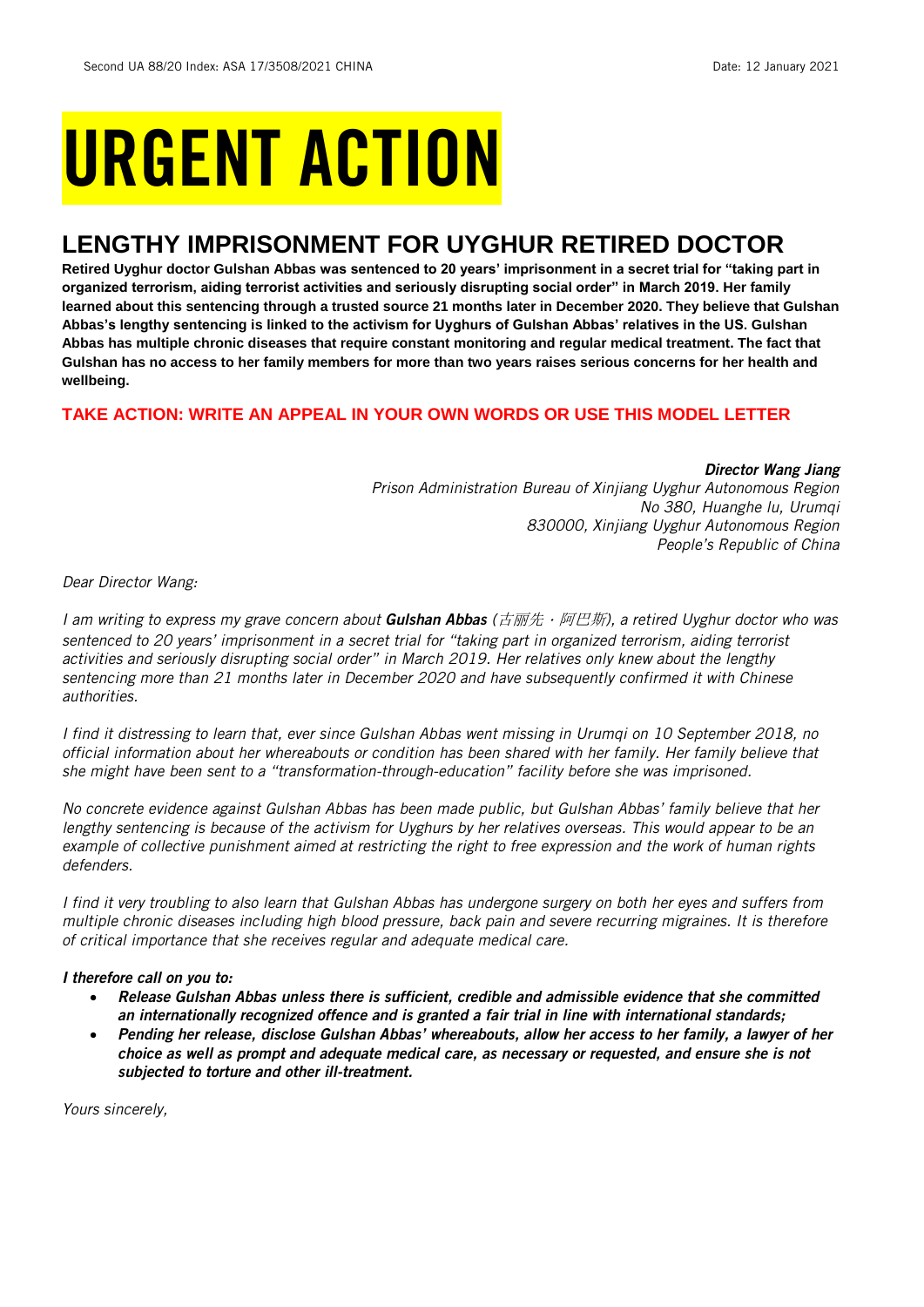# URGENT ACTION

## LENGTHY IMPRISONMENT FOR UYGHUR RETIRED DOCTOR

**Retired Uyghur doctor Gulshan Abbas was sentenced to 20 years' imprisonment in a secret trial for "taking part in organized terrorism, aiding terrorist activities and seriously disrupting social order" in March 2019. Her family learned about this sentencing through a trusted source 21 months later in December 2020. They believe that Gulshan Abbas's lengthy sentencing is linked to the activism for Uyghurs of Gulshan Abbas' relatives in the US. Gulshan Abbas has multiple chronic diseases that require constant monitoring and regular medical treatment. The fact that Gulshan has no access to her family members for more than two years raises serious concerns for her health and wellbeing.**

**TAKE ACTION: WRITE AN APPEAL IN YOUR OWN WORDS OR USE THIS MODEL LETTER**

***Director Wang Jiang***
*Prison Administration Bureau of Xinjiang Uyghur Autonomous Region*
*No 380, Huanghe lu, Urumqi*
*830000, Xinjiang Uyghur Autonomous Region*
*People's Republic of China*

*Dear Director Wang:*

*I am writing to express my grave concern about* ***Gulshan Abbas*** *(古丽先・阿巴斯), a retired Uyghur doctor who was sentenced to 20 years' imprisonment in a secret trial for "taking part in organized terrorism, aiding terrorist activities and seriously disrupting social order" in March 2019. Her relatives only knew about the lengthy sentencing more than 21 months later in December 2020 and have subsequently confirmed it with Chinese authorities.*

*I find it distressing to learn that, ever since Gulshan Abbas went missing in Urumqi on 10 September 2018, no official information about her whereabouts or condition has been shared with her family. Her family believe that she might have been sent to a "transformation-through-education" facility before she was imprisoned.*

*No concrete evidence against Gulshan Abbas has been made public, but Gulshan Abbas' family believe that her lengthy sentencing is because of the activism for Uyghurs by her relatives overseas. This would appear to be an example of collective punishment aimed at restricting the right to free expression and the work of human rights defenders.*

*I find it very troubling to also learn that Gulshan Abbas has undergone surgery on both her eyes and suffers from multiple chronic diseases including high blood pressure, back pain and severe recurring migraines. It is therefore of critical importance that she receives regular and adequate medical care.*

***I therefore call on you to:***

- ***Release Gulshan Abbas unless there is sufficient, credible and admissible evidence that she committed an internationally recognized offence and is granted a fair trial in line with international standards;***
- ***Pending her release, disclose Gulshan Abbas' whereabouts, allow her access to her family, a lawyer of her choice as well as prompt and adequate medical care, as necessary or requested, and ensure she is not subjected to torture and other ill-treatment.***

*Yours sincerely,*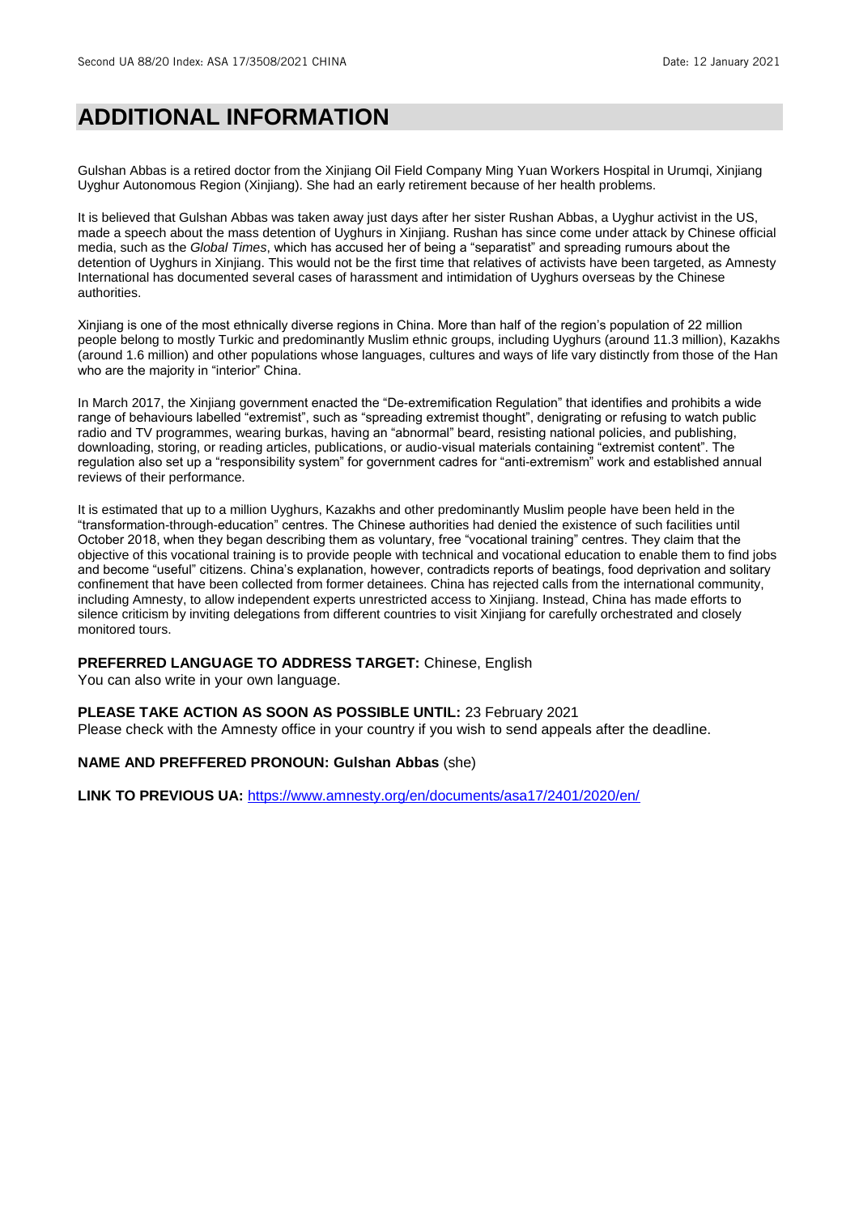# ADDITIONAL INFORMATION

Gulshan Abbas is a retired doctor from the Xinjiang Oil Field Company Ming Yuan Workers Hospital in Urumqi, Xinjiang Uyghur Autonomous Region (Xinjiang). She had an early retirement because of her health problems.

It is believed that Gulshan Abbas was taken away just days after her sister Rushan Abbas, a Uyghur activist in the US, made a speech about the mass detention of Uyghurs in Xinjiang. Rushan has since come under attack by Chinese official media, such as the *Global Times*, which has accused her of being a "separatist" and spreading rumours about the detention of Uyghurs in Xinjiang. This would not be the first time that relatives of activists have been targeted, as Amnesty International has documented several cases of harassment and intimidation of Uyghurs overseas by the Chinese authorities.

Xinjiang is one of the most ethnically diverse regions in China. More than half of the region's population of 22 million people belong to mostly Turkic and predominantly Muslim ethnic groups, including Uyghurs (around 11.3 million), Kazakhs (around 1.6 million) and other populations whose languages, cultures and ways of life vary distinctly from those of the Han who are the majority in "interior" China.

In March 2017, the Xinjiang government enacted the "De-extremification Regulation" that identifies and prohibits a wide range of behaviours labelled "extremist", such as "spreading extremist thought", denigrating or refusing to watch public radio and TV programmes, wearing burkas, having an "abnormal" beard, resisting national policies, and publishing, downloading, storing, or reading articles, publications, or audio-visual materials containing "extremist content". The regulation also set up a "responsibility system" for government cadres for "anti-extremism" work and established annual reviews of their performance.

It is estimated that up to a million Uyghurs, Kazakhs and other predominantly Muslim people have been held in the "transformation-through-education" centres. The Chinese authorities had denied the existence of such facilities until October 2018, when they began describing them as voluntary, free "vocational training" centres. They claim that the objective of this vocational training is to provide people with technical and vocational education to enable them to find jobs and become "useful" citizens. China's explanation, however, contradicts reports of beatings, food deprivation and solitary confinement that have been collected from former detainees. China has rejected calls from the international community, including Amnesty, to allow independent experts unrestricted access to Xinjiang. Instead, China has made efforts to silence criticism by inviting delegations from different countries to visit Xinjiang for carefully orchestrated and closely monitored tours.

**PREFERRED LANGUAGE TO ADDRESS TARGET:** Chinese, English
You can also write in your own language.

**PLEASE TAKE ACTION AS SOON AS POSSIBLE UNTIL:** 23 February 2021
Please check with the Amnesty office in your country if you wish to send appeals after the deadline.

**NAME AND PREFFERED PRONOUN: Gulshan Abbas** (she)

**LINK TO PREVIOUS UA:** https://www.amnesty.org/en/documents/asa17/2401/2020/en/